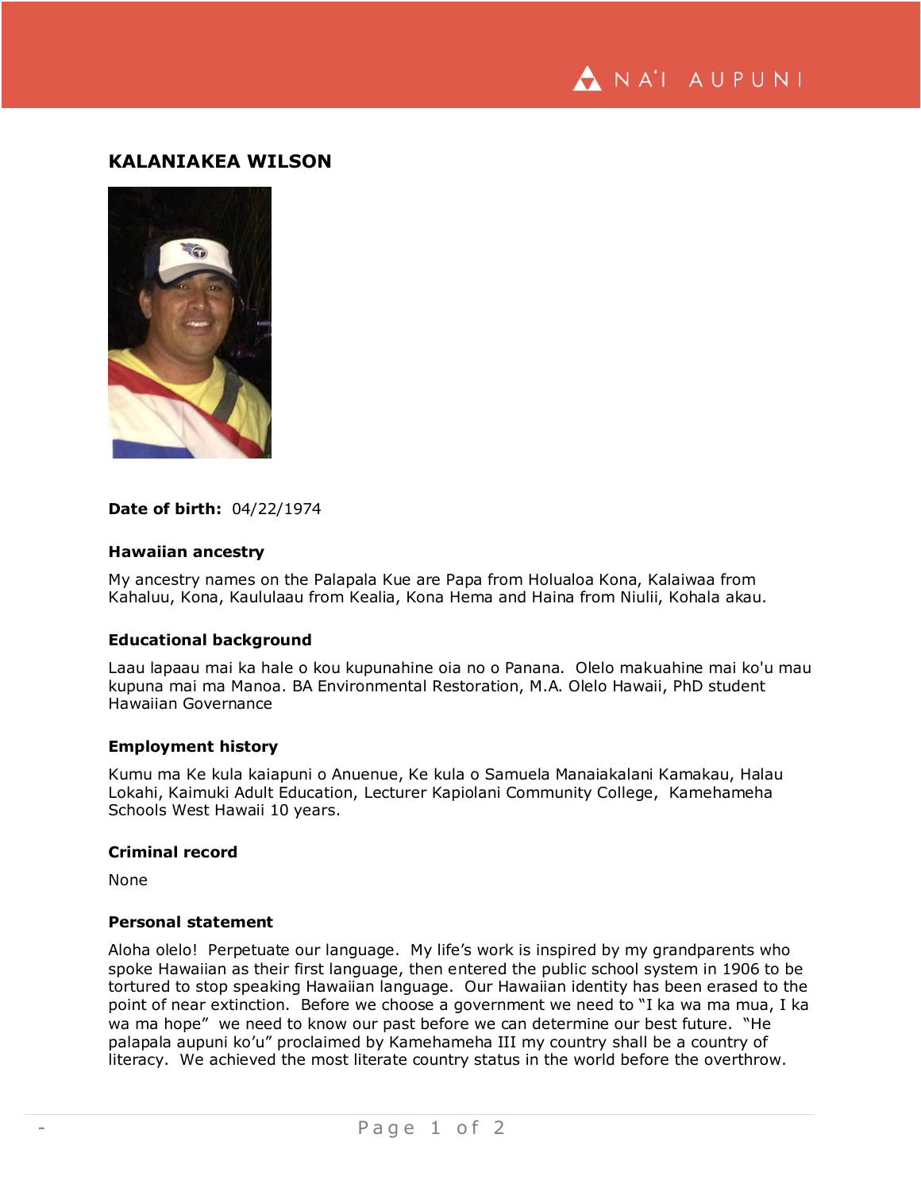# KALANIAKEA WILSON

**Date of birth:** 04/22/1974

### Hawaiian ancestry

My ancestry names on the Palapala Kue are Papa from Holualoa Kona, Kalaiwaa from Kahaluu, Kona, Kaululaau from Kealia, Kona Hema and Haina from Niulii, Kohala akau.

### Educational background

Laau lapaau mai ka hale o kou kupunahine oia no o Panana. Olelo makuahine mai ko'u mau kupuna mai ma Manoa. BA Environmental Restoration, M.A. Olelo Hawaii, PhD student Hawaiian Governance

### Employment history

Kumu ma Ke kula kaiapuni o Anuenue, Ke kula o Samuela Manaiakalani Kamakau, Halau Lokahi, Kaimuki Adult Education, Lecturer Kapiolani Community College, Kamehameha Schools West Hawaii 10 years.

### Criminal record

None

### Personal statement

Aloha olelo! Perpetuate our language. My life's work is inspired by my grandparents who spoke Hawaiian as their first language, then entered the public school system in 1906 to be tortured to stop speaking Hawaiian language. Our Hawaiian identity has been erased to the point of near extinction. Before we choose a government we need to "I ka wa ma mua, I ka wa ma hope" we need to know our past before we can determine our best future. "He palapala aupuni ko'u" proclaimed by Kamehameha III my country shall be a country of literacy. We achieved the most literate country status in the world before the overthrow.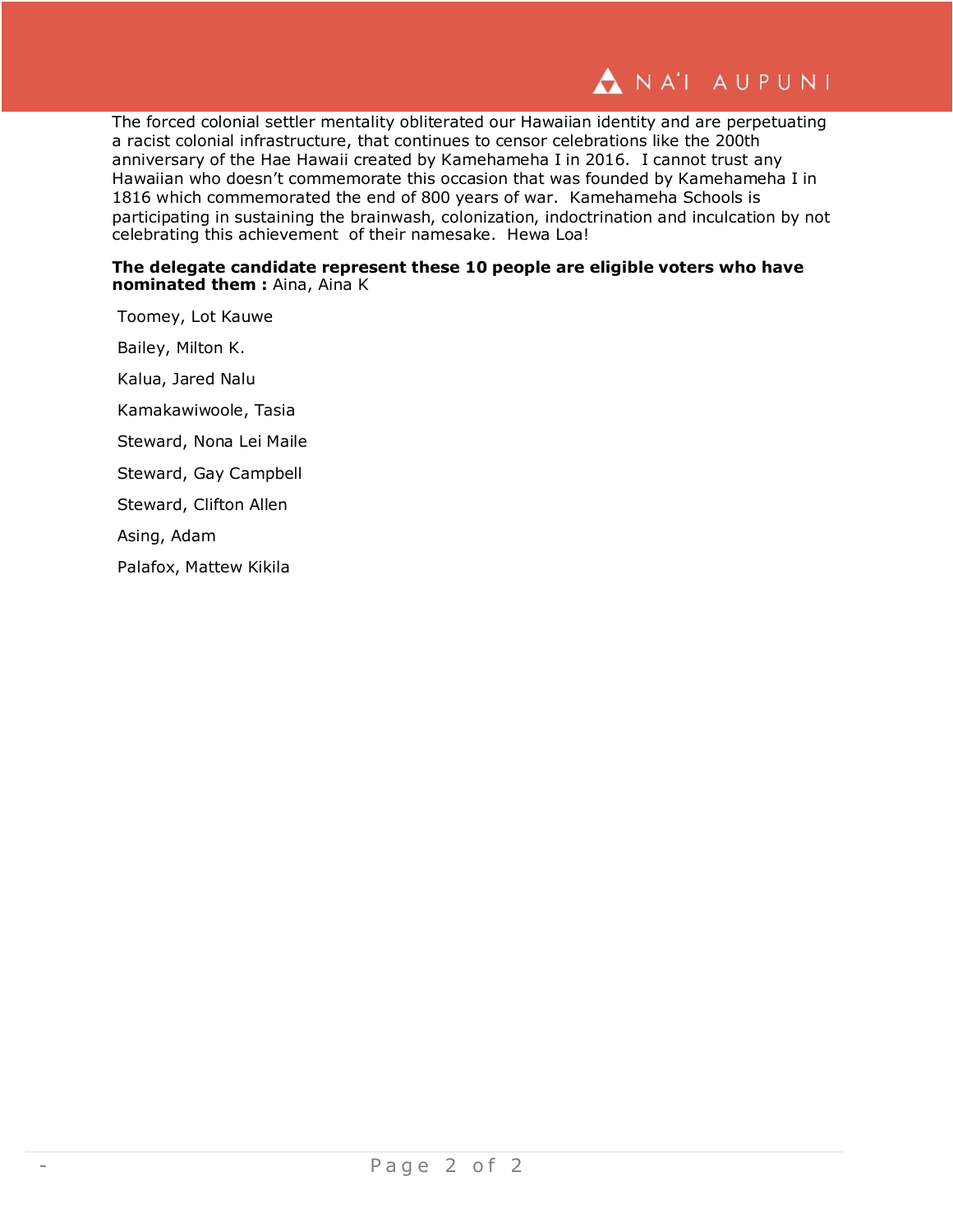The forced colonial settler mentality obliterated our Hawaiian identity and are perpetuating a racist colonial infrastructure, that continues to censor celebrations like the 200th anniversary of the Hae Hawaii created by Kamehameha I in 2016.  I cannot trust any Hawaiian who doesn't commemorate this occasion that was founded by Kamehameha I in 1816 which commemorated the end of 800 years of war.  Kamehameha Schools is participating in sustaining the brainwash, colonization, indoctrination and inculcation by not celebrating this achievement  of their namesake.  Hewa Loa!

**The delegate candidate represent these 10 people are eligible voters who have nominated them :** Aina, Aina K

Toomey, Lot Kauwe

Bailey, Milton K.

Kalua, Jared Nalu

Kamakawiwoole, Tasia

Steward, Nona Lei Maile

Steward, Gay Campbell

Steward, Clifton Allen

Asing, Adam

Palafox, Mattew Kikila